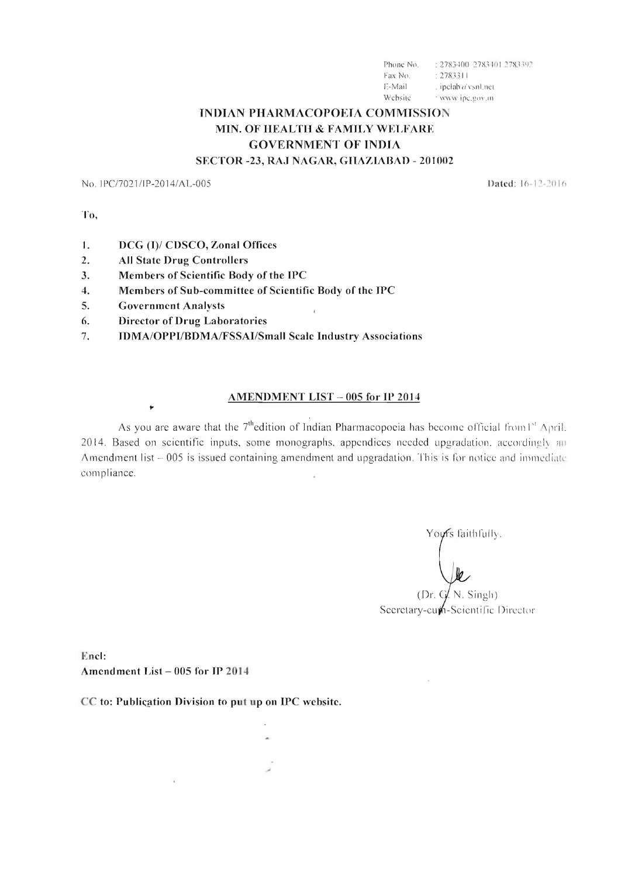Phone No. : 2783400 2783401 2783392
Fax No. : 2783311
E-Mail : ipclab@vsnl.net
Website : www.ipc.gov.in

# INDIAN PHARMACOPOEIA COMMISSION
## MIN. OF HEALTH & FAMILY WELFARE
## GOVERNMENT OF INDIA
## SECTOR -23, RAJ NAGAR, GHAZIABAD - 201002

No. IPC/7021/IP-2014/AL-005 **Dated: 16-12-2016**

**To,**

1. **DCG (I)/ CDSCO, Zonal Offices**
2. **All State Drug Controllers**
3. **Members of Scientific Body of the IPC**
4. **Members of Sub-committee of Scientific Body of the IPC**
5. **Government Analysts**
6. **Director of Drug Laboratories**
7. **IDMA/OPPI/BDMA/FSSAI/Small Scale Industry Associations**

**AMENDMENT LIST – 005 for IP 2014**

As you are aware that the 7[th] edition of Indian Pharmacopoeia has become official from 1[st] April, 2014. Based on scientific inputs, some monographs, appendices needed upgradation, accordingly an Amendment list – 005 is issued containing amendment and upgradation. This is for notice and immediate compliance.

Yours faithfully,

(Dr. G. N. Singh)
Secretary-cum-Scientific Director

**Encl:**
**Amendment List – 005 for IP 2014**

**CC to: Publication Division to put up on IPC website.**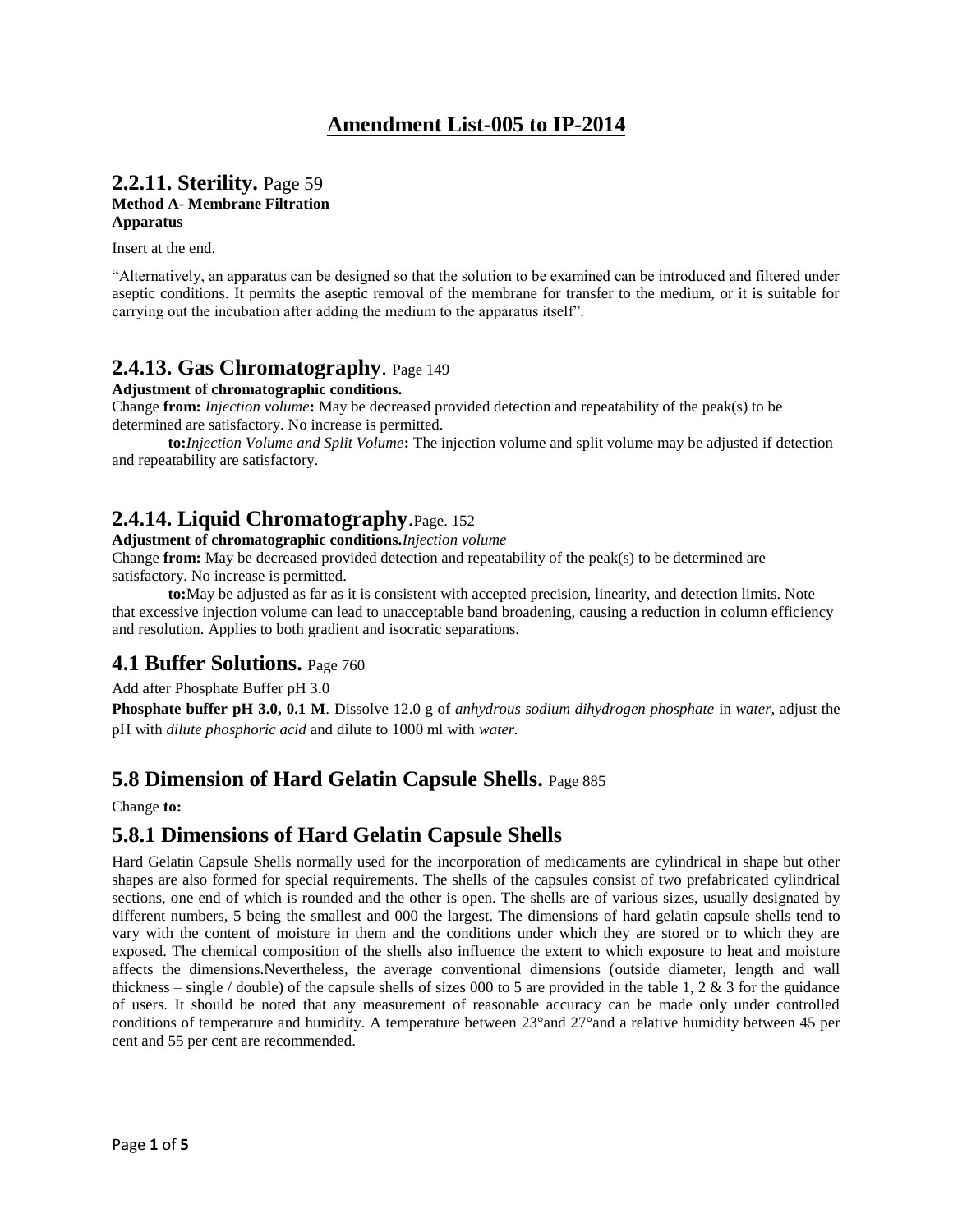# Amendment List-005 to IP-2014

## 2.2.11. Sterility. Page 59

**Method A- Membrane Filtration**
**Apparatus**

Insert at the end.

"Alternatively, an apparatus can be designed so that the solution to be examined can be introduced and filtered under aseptic conditions. It permits the aseptic removal of the membrane for transfer to the medium, or it is suitable for carrying out the incubation after adding the medium to the apparatus itself".

## 2.4.13. Gas Chromatography. Page 149

**Adjustment of chromatographic conditions.**

Change **from:** *Injection volume***:** May be decreased provided detection and repeatability of the peak(s) to be determined are satisfactory. No increase is permitted.

**to:***Injection Volume and Split Volume***:** The injection volume and split volume may be adjusted if detection and repeatability are satisfactory.

## 2.4.14. Liquid Chromatography.Page. 152

**Adjustment of chromatographic conditions.***Injection volume*

Change **from:** May be decreased provided detection and repeatability of the peak(s) to be determined are satisfactory. No increase is permitted.

**to:**May be adjusted as far as it is consistent with accepted precision, linearity, and detection limits. Note that excessive injection volume can lead to unacceptable band broadening, causing a reduction in column efficiency and resolution. Applies to both gradient and isocratic separations.

## 4.1 Buffer Solutions. Page 760

Add after Phosphate Buffer pH 3.0

**Phosphate buffer pH 3.0, 0.1 M**. Dissolve 12.0 g of *anhydrous sodium dihydrogen phosphate* in *water,* adjust the pH with *dilute phosphoric acid* and dilute to 1000 ml with *water.*

## 5.8 Dimension of Hard Gelatin Capsule Shells. Page 885

Change **to:**

## 5.8.1 Dimensions of Hard Gelatin Capsule Shells

Hard Gelatin Capsule Shells normally used for the incorporation of medicaments are cylindrical in shape but other shapes are also formed for special requirements. The shells of the capsules consist of two prefabricated cylindrical sections, one end of which is rounded and the other is open. The shells are of various sizes, usually designated by different numbers, 5 being the smallest and 000 the largest. The dimensions of hard gelatin capsule shells tend to vary with the content of moisture in them and the conditions under which they are stored or to which they are exposed. The chemical composition of the shells also influence the extent to which exposure to heat and moisture affects the dimensions.Nevertheless, the average conventional dimensions (outside diameter, length and wall thickness – single / double) of the capsule shells of sizes 000 to 5 are provided in the table 1, 2 & 3 for the guidance of users. It should be noted that any measurement of reasonable accuracy can be made only under controlled conditions of temperature and humidity. A temperature between 23°and 27°and a relative humidity between 45 per cent and 55 per cent are recommended.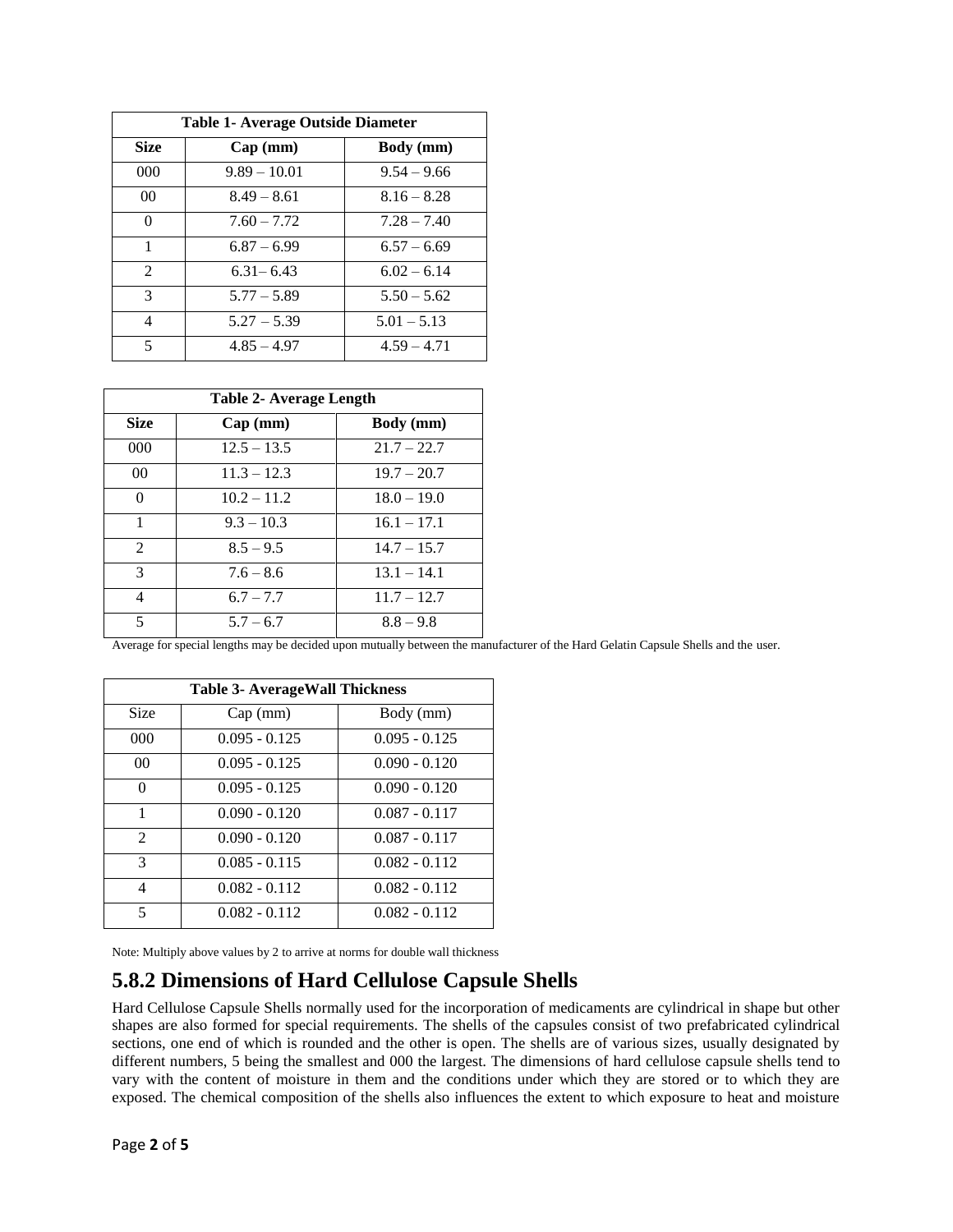| Table 1- Average Outside Diameter | | |
|---|---|---|
| **Size** | **Cap (mm)** | **Body (mm)** |
| 000 | 9.89 – 10.01 | 9.54 – 9.66 |
| 00 | 8.49 – 8.61 | 8.16 – 8.28 |
| 0 | 7.60 – 7.72 | 7.28 – 7.40 |
| 1 | 6.87 – 6.99 | 6.57 – 6.69 |
| 2 | 6.31– 6.43 | 6.02 – 6.14 |
| 3 | 5.77 – 5.89 | 5.50 – 5.62 |
| 4 | 5.27 – 5.39 | 5.01 – 5.13 |
| 5 | 4.85 – 4.97 | 4.59 – 4.71 |

| Table 2- Average Length | | |
|---|---|---|
| **Size** | **Cap (mm)** | **Body (mm)** |
| 000 | 12.5 – 13.5 | 21.7 – 22.7 |
| 00 | 11.3 – 12.3 | 19.7 – 20.7 |
| 0 | 10.2 – 11.2 | 18.0 – 19.0 |
| 1 | 9.3 – 10.3 | 16.1 – 17.1 |
| 2 | 8.5 – 9.5 | 14.7 – 15.7 |
| 3 | 7.6 – 8.6 | 13.1 – 14.1 |
| 4 | 6.7 – 7.7 | 11.7 – 12.7 |
| 5 | 5.7 – 6.7 | 8.8 – 9.8 |

Average for special lengths may be decided upon mutually between the manufacturer of the Hard Gelatin Capsule Shells and the user.

| Table 3- AverageWall Thickness | | |
|---|---|---|
| Size | Cap (mm) | Body (mm) |
| 000 | 0.095 - 0.125 | 0.095 - 0.125 |
| 00 | 0.095 - 0.125 | 0.090 - 0.120 |
| 0 | 0.095 - 0.125 | 0.090 - 0.120 |
| 1 | 0.090 - 0.120 | 0.087 - 0.117 |
| 2 | 0.090 - 0.120 | 0.087 - 0.117 |
| 3 | 0.085 - 0.115 | 0.082 - 0.112 |
| 4 | 0.082 - 0.112 | 0.082 - 0.112 |
| 5 | 0.082 - 0.112 | 0.082 - 0.112 |

Note: Multiply above values by 2 to arrive at norms for double wall thickness

## 5.8.2 Dimensions of Hard Cellulose Capsule Shells

Hard Cellulose Capsule Shells normally used for the incorporation of medicaments are cylindrical in shape but other shapes are also formed for special requirements. The shells of the capsules consist of two prefabricated cylindrical sections, one end of which is rounded and the other is open. The shells are of various sizes, usually designated by different numbers, 5 being the smallest and 000 the largest. The dimensions of hard cellulose capsule shells tend to vary with the content of moisture in them and the conditions under which they are stored or to which they are exposed. The chemical composition of the shells also influences the extent to which exposure to heat and moisture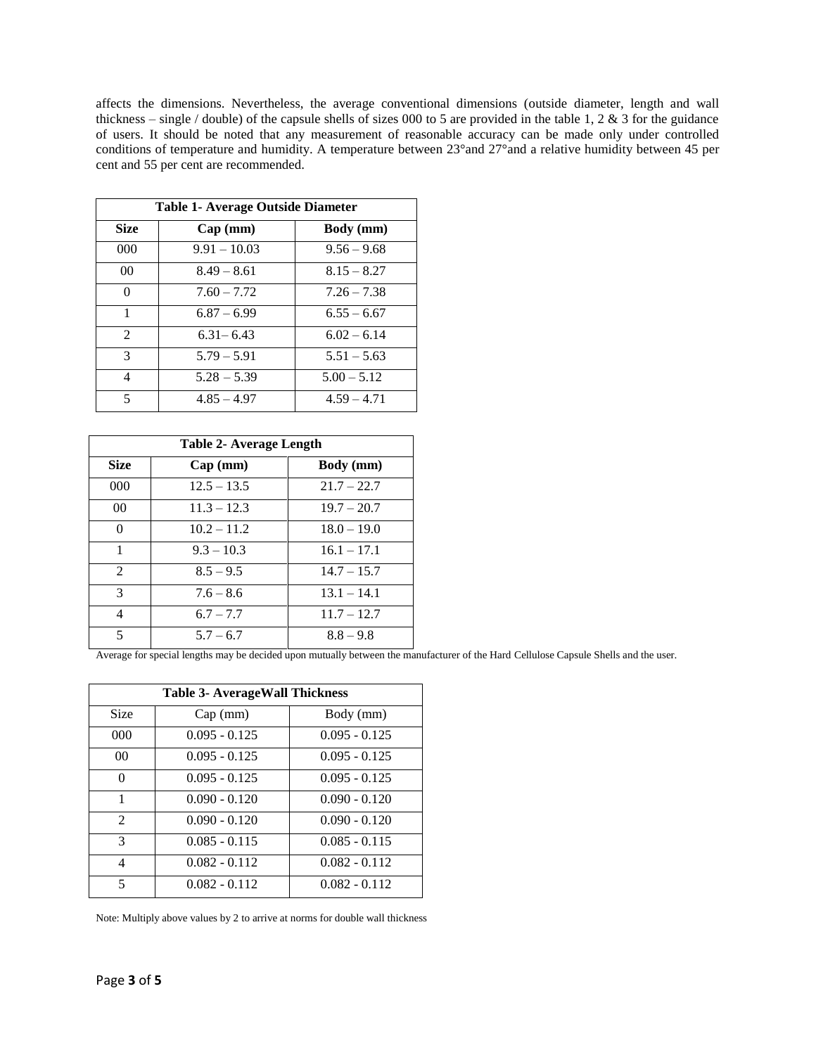affects the dimensions. Nevertheless, the average conventional dimensions (outside diameter, length and wall thickness – single / double) of the capsule shells of sizes 000 to 5 are provided in the table 1, 2 & 3 for the guidance of users. It should be noted that any measurement of reasonable accuracy can be made only under controlled conditions of temperature and humidity. A temperature between 23°and 27°and a relative humidity between 45 per cent and 55 per cent are recommended.

**Table 1- Average Outside Diameter**

| Size | Cap (mm) | Body (mm) |
|---|---|---|
| 000 | 9.91 – 10.03 | 9.56 – 9.68 |
| 00 | 8.49 – 8.61 | 8.15 – 8.27 |
| 0 | 7.60 – 7.72 | 7.26 – 7.38 |
| 1 | 6.87 – 6.99 | 6.55 – 6.67 |
| 2 | 6.31– 6.43 | 6.02 – 6.14 |
| 3 | 5.79 – 5.91 | 5.51 – 5.63 |
| 4 | 5.28 – 5.39 | 5.00 – 5.12 |
| 5 | 4.85 – 4.97 | 4.59 – 4.71 |

**Table 2- Average Length**

| Size | Cap (mm) | Body (mm) |
|---|---|---|
| 000 | 12.5 – 13.5 | 21.7 – 22.7 |
| 00 | 11.3 – 12.3 | 19.7 – 20.7 |
| 0 | 10.2 – 11.2 | 18.0 – 19.0 |
| 1 | 9.3 – 10.3 | 16.1 – 17.1 |
| 2 | 8.5 – 9.5 | 14.7 – 15.7 |
| 3 | 7.6 – 8.6 | 13.1 – 14.1 |
| 4 | 6.7 – 7.7 | 11.7 – 12.7 |
| 5 | 5.7 – 6.7 | 8.8 – 9.8 |

Average for special lengths may be decided upon mutually between the manufacturer of the Hard Cellulose Capsule Shells and the user.

**Table 3- AverageWall Thickness**

| Size | Cap (mm) | Body (mm) |
|---|---|---|
| 000 | 0.095 - 0.125 | 0.095 - 0.125 |
| 00 | 0.095 - 0.125 | 0.095 - 0.125 |
| 0 | 0.095 - 0.125 | 0.095 - 0.125 |
| 1 | 0.090 - 0.120 | 0.090 - 0.120 |
| 2 | 0.090 - 0.120 | 0.090 - 0.120 |
| 3 | 0.085 - 0.115 | 0.085 - 0.115 |
| 4 | 0.082 - 0.112 | 0.082 - 0.112 |
| 5 | 0.082 - 0.112 | 0.082 - 0.112 |

Note: Multiply above values by 2 to arrive at norms for double wall thickness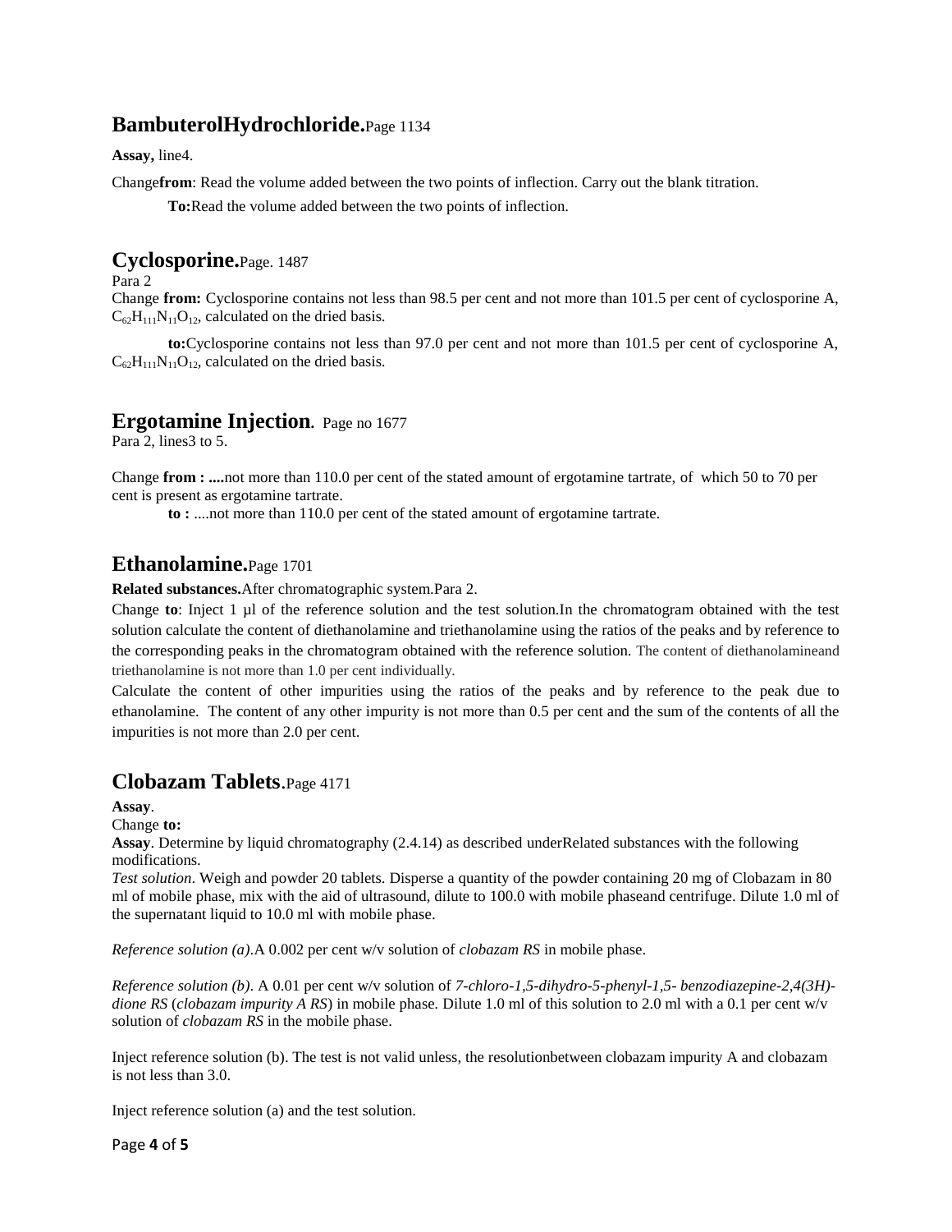## **BambuterolHydrochloride.** Page 1134

**Assay,** line4.

Change**from**: Read the volume added between the two points of inflection. Carry out the blank titration.

**To:** Read the volume added between the two points of inflection.

## **Cyclosporine.** Page. 1487

Para 2

Change **from:** Cyclosporine contains not less than 98.5 per cent and not more than 101.5 per cent of cyclosporine A, $C_{62}H_{111}N_{11}O_{12}$, calculated on the dried basis.

**to:** Cyclosporine contains not less than 97.0 per cent and not more than 101.5 per cent of cyclosporine A, $C_{62}H_{111}N_{11}O_{12}$, calculated on the dried basis.

## **Ergotamine Injection.** Page no 1677

Para 2, lines3 to 5.

Change **from : ....** not more than 110.0 per cent of the stated amount of ergotamine tartrate, of which 50 to 70 per cent is present as ergotamine tartrate.

**to :** ....not more than 110.0 per cent of the stated amount of ergotamine tartrate.

## **Ethanolamine.** Page 1701

**Related substances.** After chromatographic system.Para 2.

Change **to**: Inject 1 µl of the reference solution and the test solution.In the chromatogram obtained with the test solution calculate the content of diethanolamine and triethanolamine using the ratios of the peaks and by reference to the corresponding peaks in the chromatogram obtained with the reference solution. The content of diethanolamineand triethanolamine is not more than 1.0 per cent individually.

Calculate the content of other impurities using the ratios of the peaks and by reference to the peak due to ethanolamine. The content of any other impurity is not more than 0.5 per cent and the sum of the contents of all the impurities is not more than 2.0 per cent.

## **Clobazam Tablets.** Page 4171

**Assay**.

Change **to:**

**Assay**. Determine by liquid chromatography (2.4.14) as described underRelated substances with the following modifications.

*Test solution*. Weigh and powder 20 tablets. Disperse a quantity of the powder containing 20 mg of Clobazam in 80 ml of mobile phase, mix with the aid of ultrasound, dilute to 100.0 with mobile phaseand centrifuge. Dilute 1.0 ml of the supernatant liquid to 10.0 ml with mobile phase.

*Reference solution (a)*. A 0.002 per cent w/v solution of *clobazam RS* in mobile phase.

*Reference solution (b)*. A 0.01 per cent w/v solution of *7-chloro-1,5-dihydro-5-phenyl-1,5- benzodiazepine-2,4(3H)-dione RS* (*clobazam impurity A RS*) in mobile phase. Dilute 1.0 ml of this solution to 2.0 ml with a 0.1 per cent w/v solution of *clobazam RS* in the mobile phase.

Inject reference solution (b). The test is not valid unless, the resolutionbetween clobazam impurity A and clobazam is not less than 3.0.

Inject reference solution (a) and the test solution.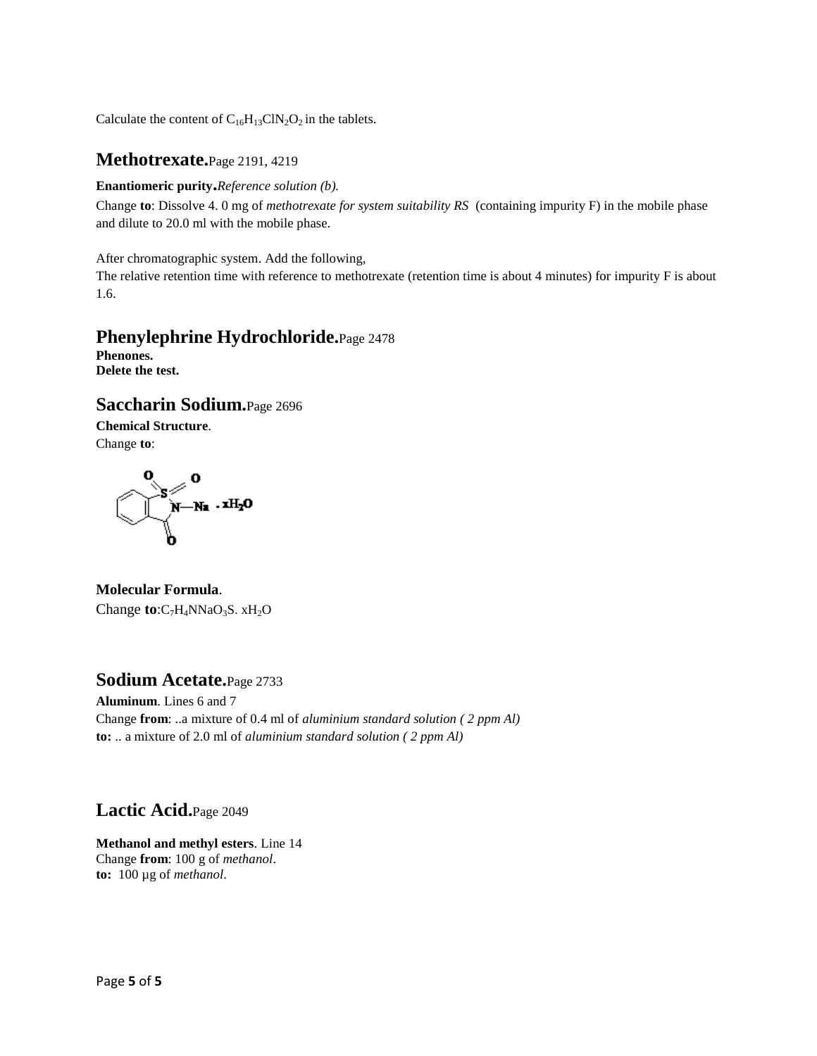Calculate the content of $C_{16}H_{13}ClN_2O_2$ in the tablets.

## **Methotrexate.** Page 2191, 4219

**Enantiomeric purity.** *Reference solution (b).*

Change **to**: Dissolve 4. 0 mg of *methotrexate for system suitability RS* (containing impurity F) in the mobile phase and dilute to 20.0 ml with the mobile phase.

After chromatographic system. Add the following,
The relative retention time with reference to methotrexate (retention time is about 4 minutes) for impurity F is about 1.6.

## **Phenylephrine Hydrochloride.** Page 2478

**Phenones.**
**Delete the test.**

## **Saccharin Sodium.** Page 2696

**Chemical Structure**.
Change **to**:

**Molecular Formula**.
Change **to**: $C_7H_4NNaO_3S. xH_2O$

## **Sodium Acetate.** Page 2733

**Aluminum**. Lines 6 and 7
Change **from**: ..a mixture of 0.4 ml of *aluminium standard solution ( 2 ppm Al)*
**to:** .. a mixture of 2.0 ml of *aluminium standard solution ( 2 ppm Al)*

## **Lactic Acid.** Page 2049

**Methanol and methyl esters**. Line 14
Change **from**: 100 g of *methanol*.
**to:** 100 µg of *methanol*.